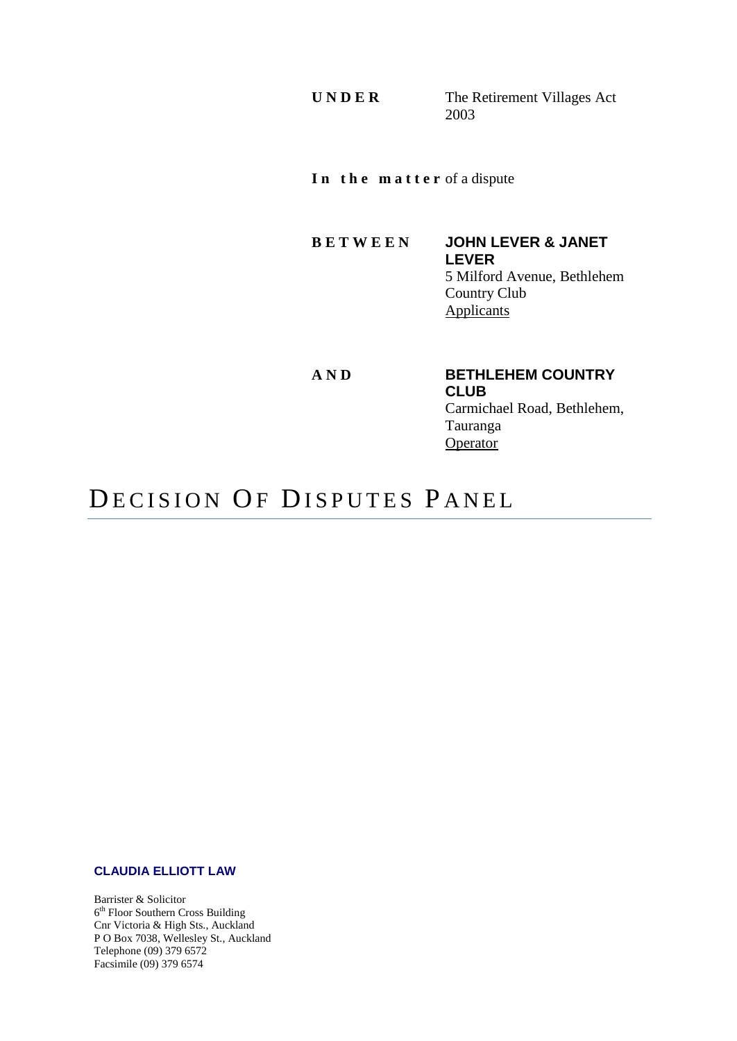**UNDER** The Retirement Villages Act 2003

**In the matter** of a dispute

**BETWEEN** **JOHN LEVER & JANET LEVER**
5 Milford Avenue, Bethlehem Country Club
Applicants

**AND** **BETHLEHEM COUNTRY CLUB**
Carmichael Road, Bethlehem, Tauranga
Operator

# DECISION OF DISPUTES PANEL

**CLAUDIA ELLIOTT LAW**

Barrister & Solicitor
6th Floor Southern Cross Building
Cnr Victoria & High Sts., Auckland
P O Box 7038, Wellesley St., Auckland
Telephone (09) 379 6572
Facsimile (09) 379 6574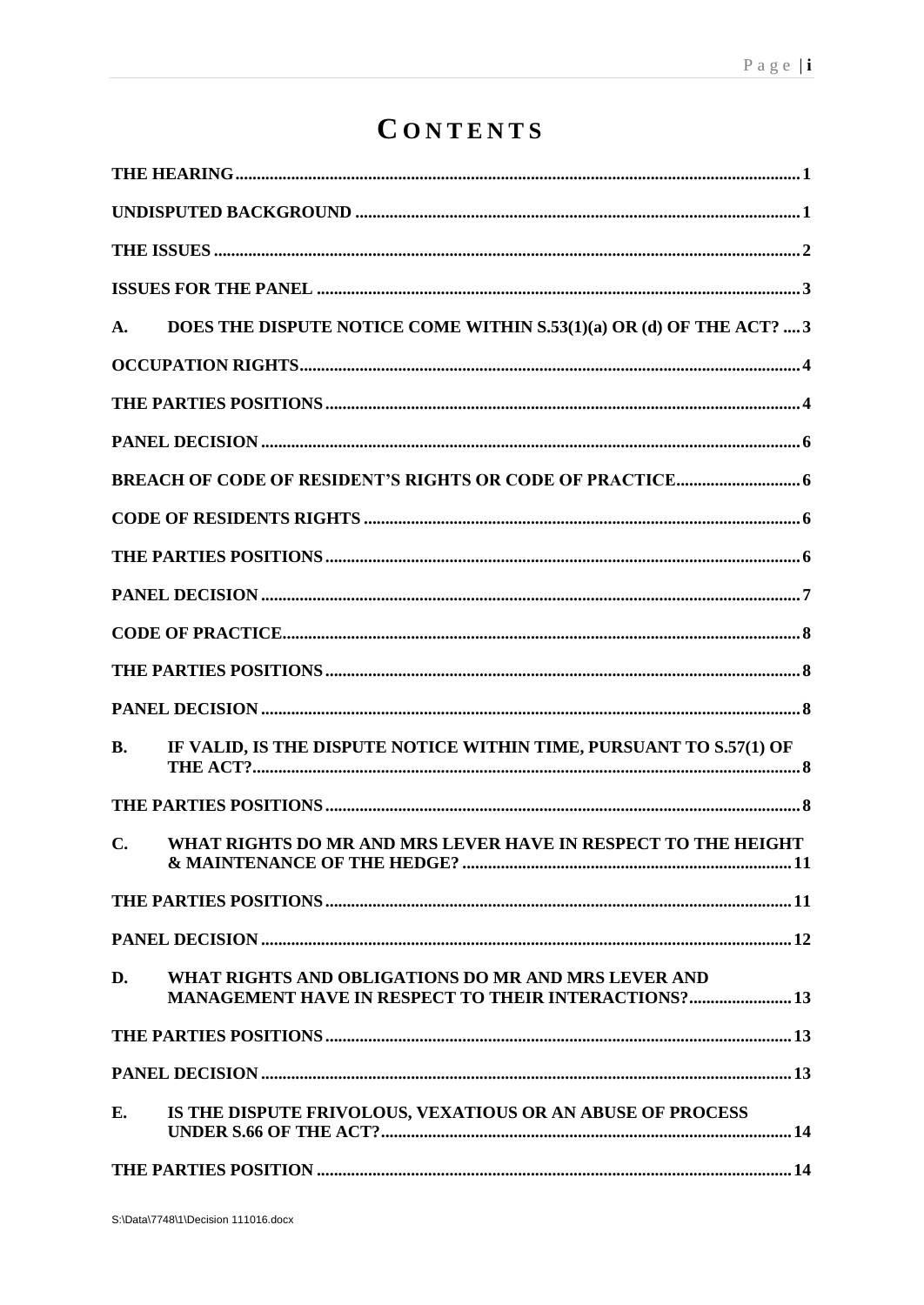# CONTENTS

THE HEARING .......... 1

UNDISPUTED BACKGROUND .......... 1

THE ISSUES .......... 2

ISSUES FOR THE PANEL .......... 3

A. DOES THE DISPUTE NOTICE COME WITHIN S.53(1)(a) OR (d) OF THE ACT? .......... 3

OCCUPATION RIGHTS .......... 4

THE PARTIES POSITIONS .......... 4

PANEL DECISION .......... 6

BREACH OF CODE OF RESIDENT'S RIGHTS OR CODE OF PRACTICE .......... 6

CODE OF RESIDENTS RIGHTS .......... 6

THE PARTIES POSITIONS .......... 6

PANEL DECISION .......... 7

CODE OF PRACTICE .......... 8

THE PARTIES POSITIONS .......... 8

PANEL DECISION .......... 8

B. IF VALID, IS THE DISPUTE NOTICE WITHIN TIME, PURSUANT TO S.57(1) OF THE ACT? .......... 8

THE PARTIES POSITIONS .......... 8

C. WHAT RIGHTS DO MR AND MRS LEVER HAVE IN RESPECT TO THE HEIGHT & MAINTENANCE OF THE HEDGE? .......... 11

THE PARTIES POSITIONS .......... 11

PANEL DECISION .......... 12

D. WHAT RIGHTS AND OBLIGATIONS DO MR AND MRS LEVER AND MANAGEMENT HAVE IN RESPECT TO THEIR INTERACTIONS? .......... 13

THE PARTIES POSITIONS .......... 13

PANEL DECISION .......... 13

E. IS THE DISPUTE FRIVOLOUS, VEXATIOUS OR AN ABUSE OF PROCESS UNDER S.66 OF THE ACT? .......... 14

THE PARTIES POSITION .......... 14

S:\Data\7748\1\Decision 111016.docx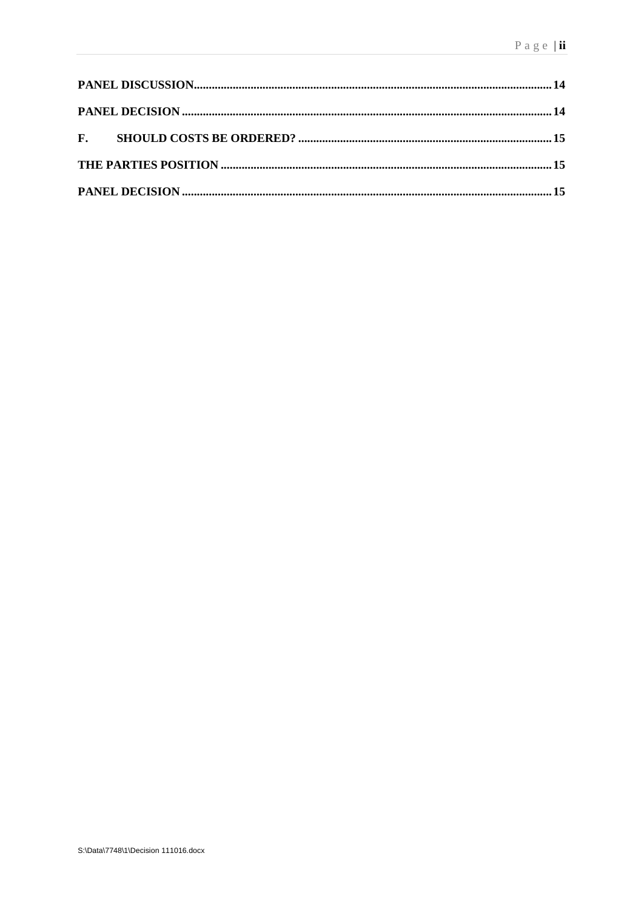PANEL DISCUSSION......14

PANEL DECISION......14

F. SHOULD COSTS BE ORDERED? ......15

THE PARTIES POSITION ......15

PANEL DECISION ......15

S:\Data\7748\1\Decision 111016.docx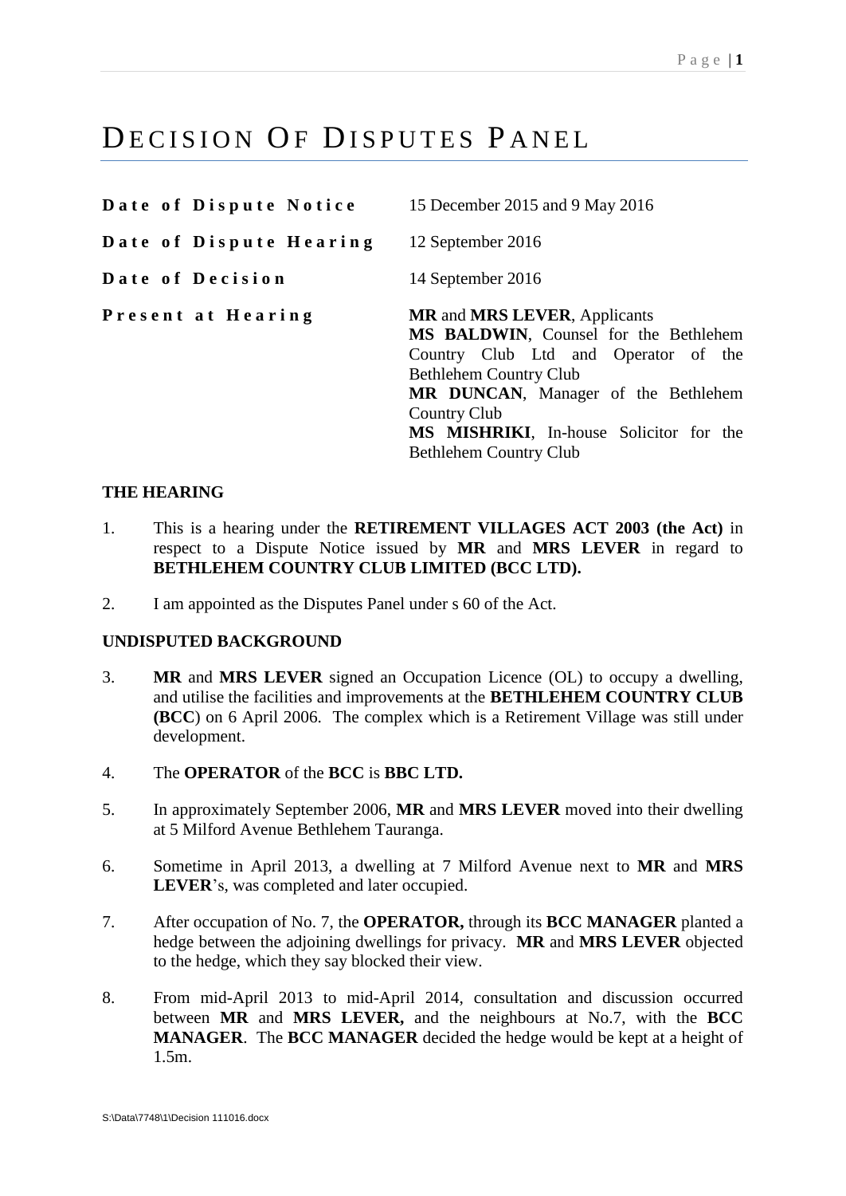# DECISION OF DISPUTES PANEL

| | |
|---|---|
| **Date of Dispute Notice** | 15 December 2015 and 9 May 2016 |
| **Date of Dispute Hearing** | 12 September 2016 |
| **Date of Decision** | 14 September 2016 |
| **Present at Hearing** | **MR** and **MRS LEVER**, Applicants<br>**MS BALDWIN**, Counsel for the Bethlehem Country Club Ltd and Operator of the Bethlehem Country Club<br>**MR DUNCAN**, Manager of the Bethlehem Country Club<br>**MS MISHRIKI**, In-house Solicitor for the Bethlehem Country Club |

**THE HEARING**

1. This is a hearing under the **RETIREMENT VILLAGES ACT 2003 (the Act)** in respect to a Dispute Notice issued by **MR** and **MRS LEVER** in regard to **BETHLEHEM COUNTRY CLUB LIMITED (BCC LTD).**

2. I am appointed as the Disputes Panel under s 60 of the Act.

**UNDISPUTED BACKGROUND**

3. **MR** and **MRS LEVER** signed an Occupation Licence (OL) to occupy a dwelling, and utilise the facilities and improvements at the **BETHLEHEM COUNTRY CLUB (BCC**) on 6 April 2006. The complex which is a Retirement Village was still under development.

4. The **OPERATOR** of the **BCC** is **BBC LTD.**

5. In approximately September 2006, **MR** and **MRS LEVER** moved into their dwelling at 5 Milford Avenue Bethlehem Tauranga.

6. Sometime in April 2013, a dwelling at 7 Milford Avenue next to **MR** and **MRS LEVER**'s, was completed and later occupied.

7. After occupation of No. 7, the **OPERATOR,** through its **BCC MANAGER** planted a hedge between the adjoining dwellings for privacy. **MR** and **MRS LEVER** objected to the hedge, which they say blocked their view.

8. From mid-April 2013 to mid-April 2014, consultation and discussion occurred between **MR** and **MRS LEVER,** and the neighbours at No.7, with the **BCC MANAGER**. The **BCC MANAGER** decided the hedge would be kept at a height of 1.5m.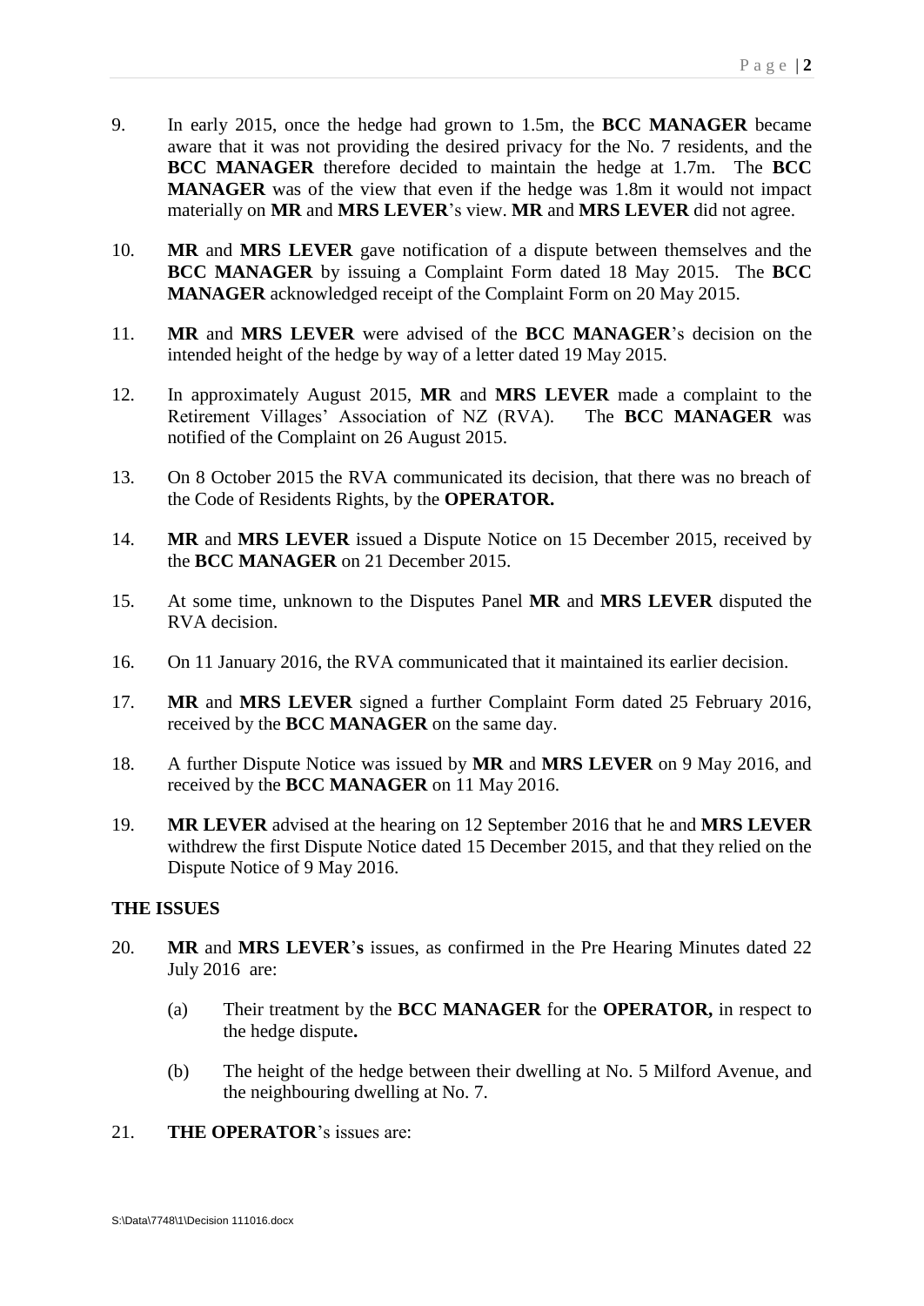9. In early 2015, once the hedge had grown to 1.5m, the **BCC MANAGER** became aware that it was not providing the desired privacy for the No. 7 residents, and the **BCC MANAGER** therefore decided to maintain the hedge at 1.7m. The **BCC MANAGER** was of the view that even if the hedge was 1.8m it would not impact materially on **MR** and **MRS LEVER**'s view. **MR** and **MRS LEVER** did not agree.

10. **MR** and **MRS LEVER** gave notification of a dispute between themselves and the **BCC MANAGER** by issuing a Complaint Form dated 18 May 2015. The **BCC MANAGER** acknowledged receipt of the Complaint Form on 20 May 2015.

11. **MR** and **MRS LEVER** were advised of the **BCC MANAGER**'s decision on the intended height of the hedge by way of a letter dated 19 May 2015.

12. In approximately August 2015, **MR** and **MRS LEVER** made a complaint to the Retirement Villages' Association of NZ (RVA). The **BCC MANAGER** was notified of the Complaint on 26 August 2015.

13. On 8 October 2015 the RVA communicated its decision, that there was no breach of the Code of Residents Rights, by the **OPERATOR.**

14. **MR** and **MRS LEVER** issued a Dispute Notice on 15 December 2015, received by the **BCC MANAGER** on 21 December 2015.

15. At some time, unknown to the Disputes Panel **MR** and **MRS LEVER** disputed the RVA decision.

16. On 11 January 2016, the RVA communicated that it maintained its earlier decision.

17. **MR** and **MRS LEVER** signed a further Complaint Form dated 25 February 2016, received by the **BCC MANAGER** on the same day.

18. A further Dispute Notice was issued by **MR** and **MRS LEVER** on 9 May 2016, and received by the **BCC MANAGER** on 11 May 2016.

19. **MR LEVER** advised at the hearing on 12 September 2016 that he and **MRS LEVER** withdrew the first Dispute Notice dated 15 December 2015, and that they relied on the Dispute Notice of 9 May 2016.

## THE ISSUES

20. **MR** and **MRS LEVER's** issues, as confirmed in the Pre Hearing Minutes dated 22 July 2016 are:

    (a) Their treatment by the **BCC MANAGER** for the **OPERATOR,** in respect to the hedge dispute**.**

    (b) The height of the hedge between their dwelling at No. 5 Milford Avenue, and the neighbouring dwelling at No. 7.

21. **THE OPERATOR**'s issues are: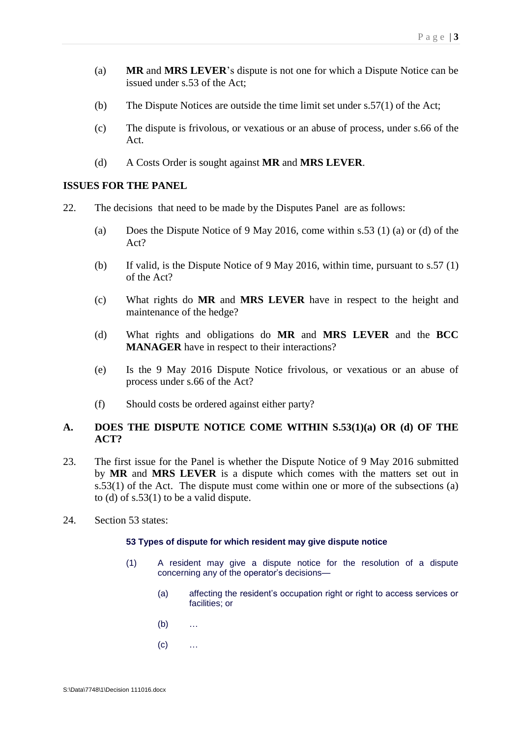(a) **MR** and **MRS LEVER**'s dispute is not one for which a Dispute Notice can be issued under s.53 of the Act;

(b) The Dispute Notices are outside the time limit set under s.57(1) of the Act;

(c) The dispute is frivolous, or vexatious or an abuse of process, under s.66 of the Act.

(d) A Costs Order is sought against **MR** and **MRS LEVER**.

**ISSUES FOR THE PANEL**

22. The decisions that need to be made by the Disputes Panel are as follows:

(a) Does the Dispute Notice of 9 May 2016, come within s.53 (1) (a) or (d) of the Act?

(b) If valid, is the Dispute Notice of 9 May 2016, within time, pursuant to s.57 (1) of the Act?

(c) What rights do **MR** and **MRS LEVER** have in respect to the height and maintenance of the hedge?

(d) What rights and obligations do **MR** and **MRS LEVER** and the **BCC MANAGER** have in respect to their interactions?

(e) Is the 9 May 2016 Dispute Notice frivolous, or vexatious or an abuse of process under s.66 of the Act?

(f) Should costs be ordered against either party?

**A. DOES THE DISPUTE NOTICE COME WITHIN S.53(1)(a) OR (d) OF THE ACT?**

23. The first issue for the Panel is whether the Dispute Notice of 9 May 2016 submitted by **MR** and **MRS LEVER** is a dispute which comes with the matters set out in s.53(1) of the Act. The dispute must come within one or more of the subsections (a) to (d) of s.53(1) to be a valid dispute.

24. Section 53 states:

> **53 Types of dispute for which resident may give dispute notice**
>
> (1) A resident may give a dispute notice for the resolution of a dispute concerning any of the operator's decisions—
>
> (a) affecting the resident's occupation right or right to access services or facilities; or
>
> (b) …
>
> (c) …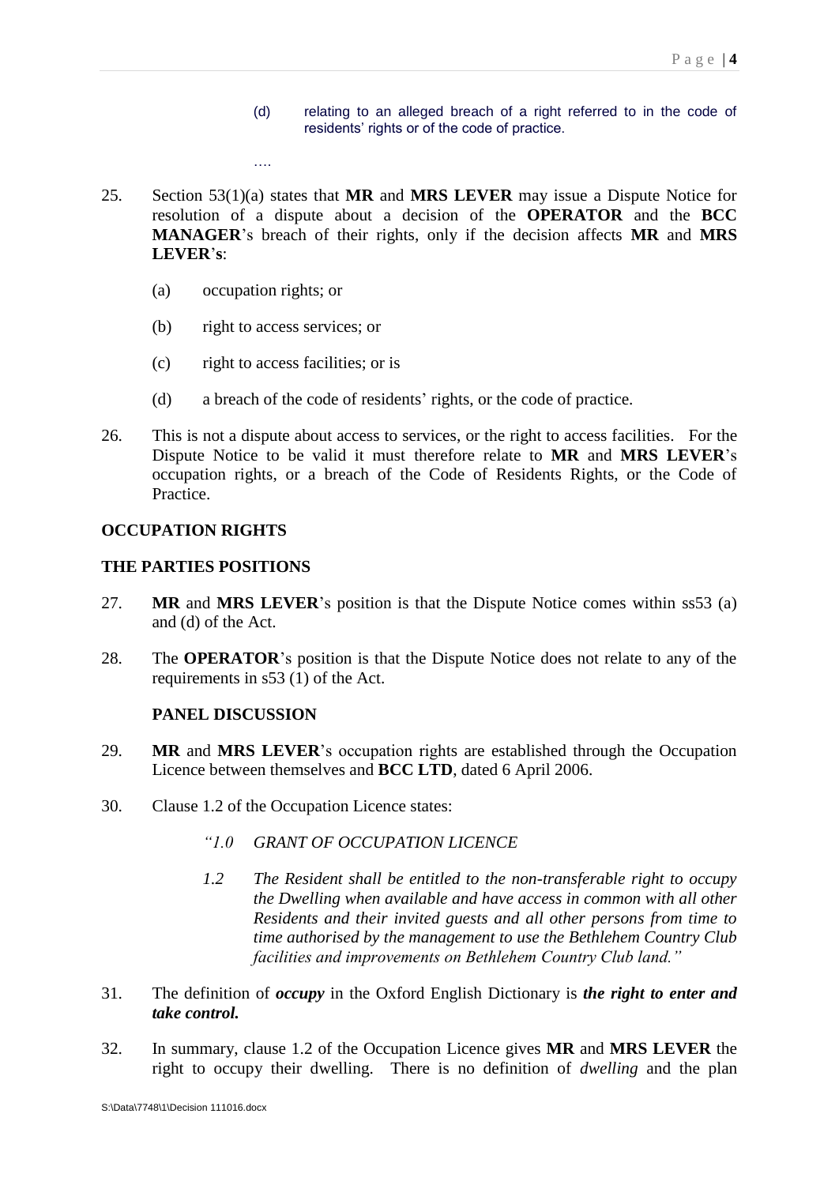(d) relating to an alleged breach of a right referred to in the code of residents' rights or of the code of practice.

….

25. Section 53(1)(a) states that **MR** and **MRS LEVER** may issue a Dispute Notice for resolution of a dispute about a decision of the **OPERATOR** and the **BCC MANAGER**'s breach of their rights, only if the decision affects **MR** and **MRS LEVER**'**s**:

    (a) occupation rights; or

    (b) right to access services; or

    (c) right to access facilities; or is

    (d) a breach of the code of residents' rights, or the code of practice.

26. This is not a dispute about access to services, or the right to access facilities. For the Dispute Notice to be valid it must therefore relate to **MR** and **MRS LEVER**'s occupation rights, or a breach of the Code of Residents Rights, or the Code of Practice.

## OCCUPATION RIGHTS

## THE PARTIES POSITIONS

27. **MR** and **MRS LEVER**'s position is that the Dispute Notice comes within ss53 (a) and (d) of the Act.

28. The **OPERATOR**'s position is that the Dispute Notice does not relate to any of the requirements in s53 (1) of the Act.

### PANEL DISCUSSION

29. **MR** and **MRS LEVER**'s occupation rights are established through the Occupation Licence between themselves and **BCC LTD**, dated 6 April 2006.

30. Clause 1.2 of the Occupation Licence states:

    *"1.0 GRANT OF OCCUPATION LICENCE*

    *1.2 The Resident shall be entitled to the non-transferable right to occupy the Dwelling when available and have access in common with all other Residents and their invited guests and all other persons from time to time authorised by the management to use the Bethlehem Country Club facilities and improvements on Bethlehem Country Club land."*

31. The definition of ***occupy*** in the Oxford English Dictionary is ***the right to enter and take control.***

32. In summary, clause 1.2 of the Occupation Licence gives **MR** and **MRS LEVER** the right to occupy their dwelling. There is no definition of *dwelling* and the plan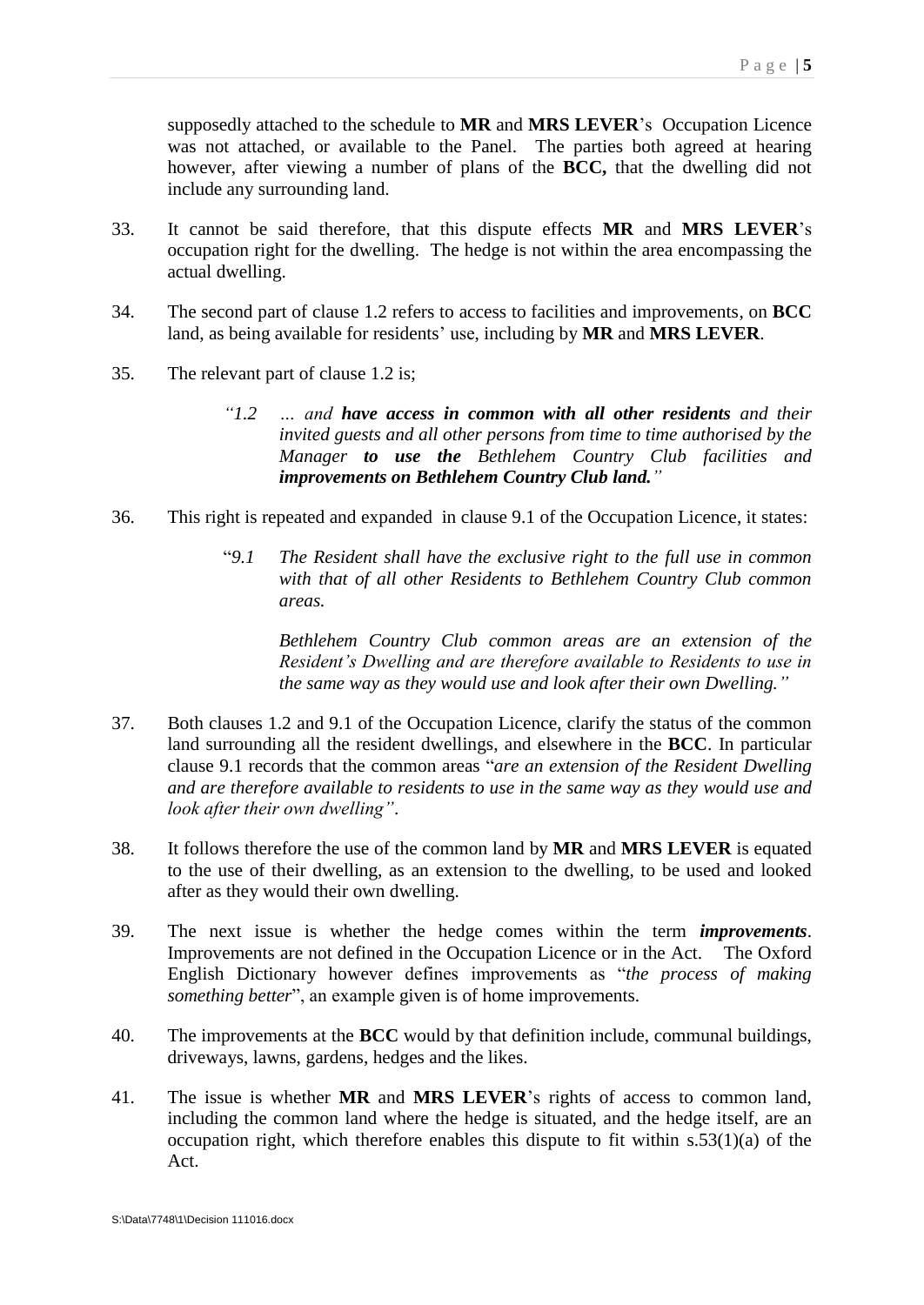supposedly attached to the schedule to **MR** and **MRS LEVER**'s Occupation Licence was not attached, or available to the Panel. The parties both agreed at hearing however, after viewing a number of plans of the **BCC,** that the dwelling did not include any surrounding land.

33. It cannot be said therefore, that this dispute effects **MR** and **MRS LEVER**'s occupation right for the dwelling. The hedge is not within the area encompassing the actual dwelling.

34. The second part of clause 1.2 refers to access to facilities and improvements, on **BCC** land, as being available for residents' use, including by **MR** and **MRS LEVER**.

35. The relevant part of clause 1.2 is;

> *"1.2 … and* ***have access in common with all other residents*** *and their invited guests and all other persons from time to time authorised by the Manager* ***to use the*** *Bethlehem Country Club facilities and* ***improvements on Bethlehem Country Club land.****"*

36. This right is repeated and expanded in clause 9.1 of the Occupation Licence, it states:

> "*9.1 The Resident shall have the exclusive right to the full use in common with that of all other Residents to Bethlehem Country Club common areas.*
>
> *Bethlehem Country Club common areas are an extension of the Resident's Dwelling and are therefore available to Residents to use in the same way as they would use and look after their own Dwelling."*

37. Both clauses 1.2 and 9.1 of the Occupation Licence, clarify the status of the common land surrounding all the resident dwellings, and elsewhere in the **BCC**. In particular clause 9.1 records that the common areas "*are an extension of the Resident Dwelling and are therefore available to residents to use in the same way as they would use and look after their own dwelling"*.

38. It follows therefore the use of the common land by **MR** and **MRS LEVER** is equated to the use of their dwelling, as an extension to the dwelling, to be used and looked after as they would their own dwelling.

39. The next issue is whether the hedge comes within the term ***improvements***. Improvements are not defined in the Occupation Licence or in the Act. The Oxford English Dictionary however defines improvements as "*the process of making something better*", an example given is of home improvements.

40. The improvements at the **BCC** would by that definition include, communal buildings, driveways, lawns, gardens, hedges and the likes.

41. The issue is whether **MR** and **MRS LEVER**'s rights of access to common land, including the common land where the hedge is situated, and the hedge itself, are an occupation right, which therefore enables this dispute to fit within s.53(1)(a) of the Act.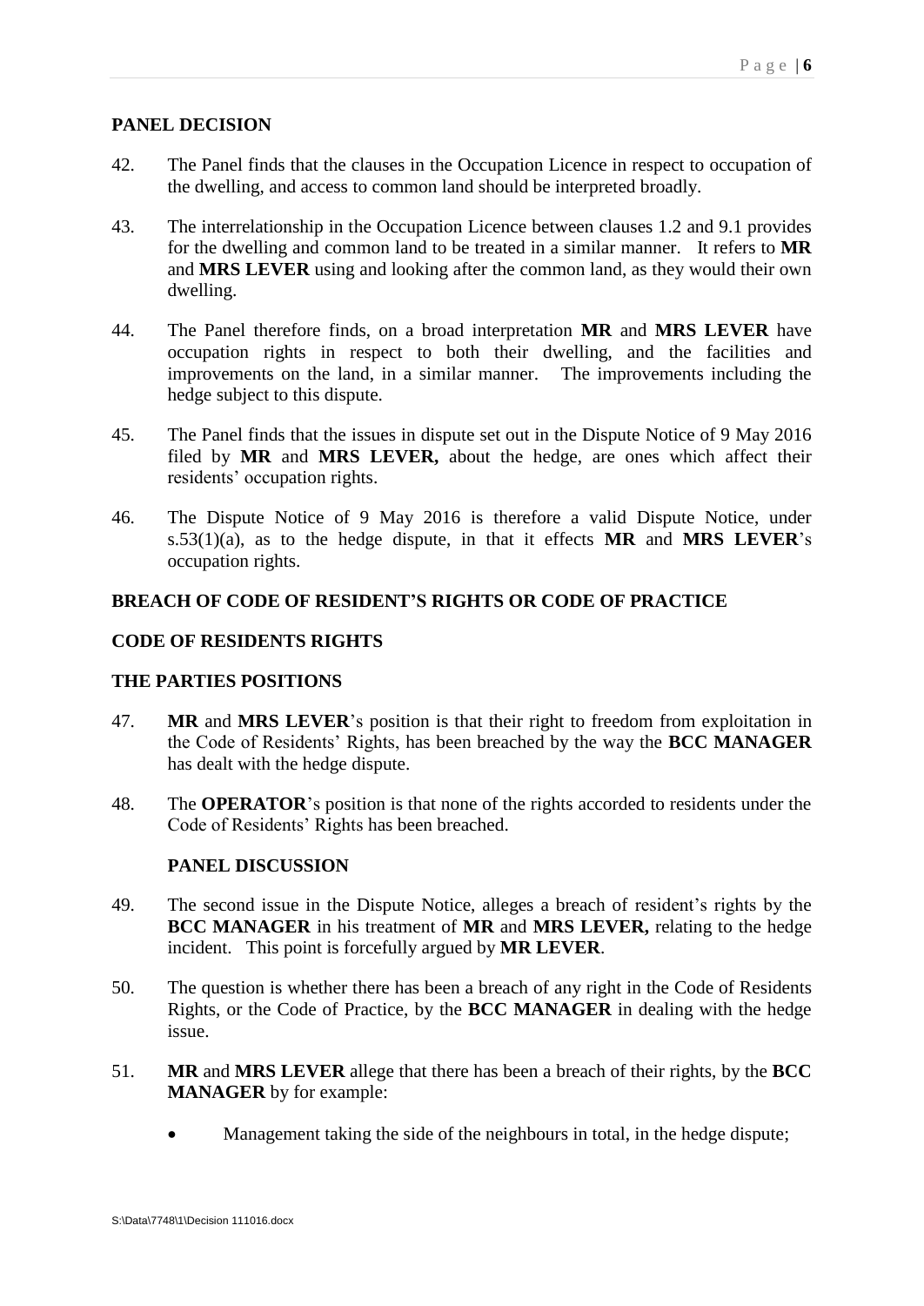## PANEL DECISION

42. The Panel finds that the clauses in the Occupation Licence in respect to occupation of the dwelling, and access to common land should be interpreted broadly.

43. The interrelationship in the Occupation Licence between clauses 1.2 and 9.1 provides for the dwelling and common land to be treated in a similar manner. It refers to **MR** and **MRS LEVER** using and looking after the common land, as they would their own dwelling.

44. The Panel therefore finds, on a broad interpretation **MR** and **MRS LEVER** have occupation rights in respect to both their dwelling, and the facilities and improvements on the land, in a similar manner. The improvements including the hedge subject to this dispute.

45. The Panel finds that the issues in dispute set out in the Dispute Notice of 9 May 2016 filed by **MR** and **MRS LEVER,** about the hedge, are ones which affect their residents' occupation rights.

46. The Dispute Notice of 9 May 2016 is therefore a valid Dispute Notice, under s.53(1)(a), as to the hedge dispute, in that it effects **MR** and **MRS LEVER**'s occupation rights.

## BREACH OF CODE OF RESIDENT'S RIGHTS OR CODE OF PRACTICE

## CODE OF RESIDENTS RIGHTS

## THE PARTIES POSITIONS

47. **MR** and **MRS LEVER**'s position is that their right to freedom from exploitation in the Code of Residents' Rights, has been breached by the way the **BCC MANAGER** has dealt with the hedge dispute.

48. The **OPERATOR**'s position is that none of the rights accorded to residents under the Code of Residents' Rights has been breached.

### PANEL DISCUSSION

49. The second issue in the Dispute Notice, alleges a breach of resident's rights by the **BCC MANAGER** in his treatment of **MR** and **MRS LEVER,** relating to the hedge incident. This point is forcefully argued by **MR LEVER**.

50. The question is whether there has been a breach of any right in the Code of Residents Rights, or the Code of Practice, by the **BCC MANAGER** in dealing with the hedge issue.

51. **MR** and **MRS LEVER** allege that there has been a breach of their rights, by the **BCC MANAGER** by for example:

    - Management taking the side of the neighbours in total, in the hedge dispute;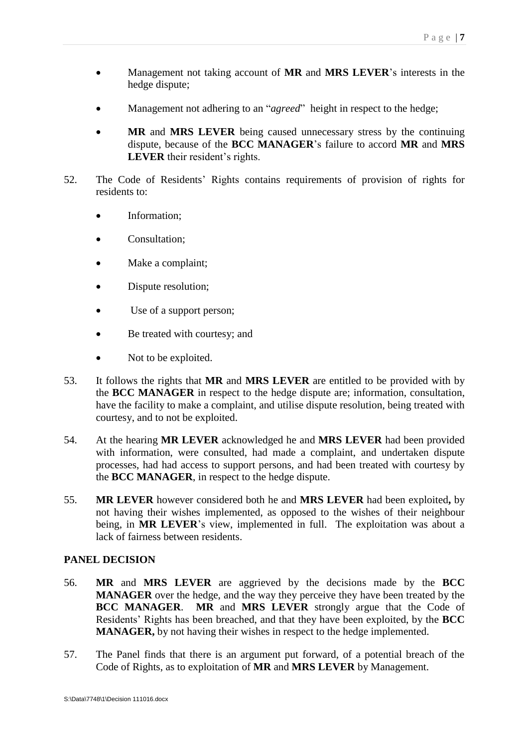- Management not taking account of **MR** and **MRS LEVER**'s interests in the hedge dispute;

- Management not adhering to an "*agreed*" height in respect to the hedge;

- **MR** and **MRS LEVER** being caused unnecessary stress by the continuing dispute, because of the **BCC MANAGER**'s failure to accord **MR** and **MRS LEVER** their resident's rights.

52. The Code of Residents' Rights contains requirements of provision of rights for residents to:

    - Information;
    - Consultation;
    - Make a complaint;
    - Dispute resolution;
    - Use of a support person;
    - Be treated with courtesy; and
    - Not to be exploited.

53. It follows the rights that **MR** and **MRS LEVER** are entitled to be provided with by the **BCC MANAGER** in respect to the hedge dispute are; information, consultation, have the facility to make a complaint, and utilise dispute resolution, being treated with courtesy, and to not be exploited.

54. At the hearing **MR LEVER** acknowledged he and **MRS LEVER** had been provided with information, were consulted, had made a complaint, and undertaken dispute processes, had had access to support persons, and had been treated with courtesy by the **BCC MANAGER**, in respect to the hedge dispute.

55. **MR LEVER** however considered both he and **MRS LEVER** had been exploited**,** by not having their wishes implemented, as opposed to the wishes of their neighbour being, in **MR LEVER**'s view, implemented in full. The exploitation was about a lack of fairness between residents.

## PANEL DECISION

56. **MR** and **MRS LEVER** are aggrieved by the decisions made by the **BCC MANAGER** over the hedge, and the way they perceive they have been treated by the **BCC MANAGER**. **MR** and **MRS LEVER** strongly argue that the Code of Residents' Rights has been breached, and that they have been exploited, by the **BCC MANAGER,** by not having their wishes in respect to the hedge implemented.

57. The Panel finds that there is an argument put forward, of a potential breach of the Code of Rights, as to exploitation of **MR** and **MRS LEVER** by Management.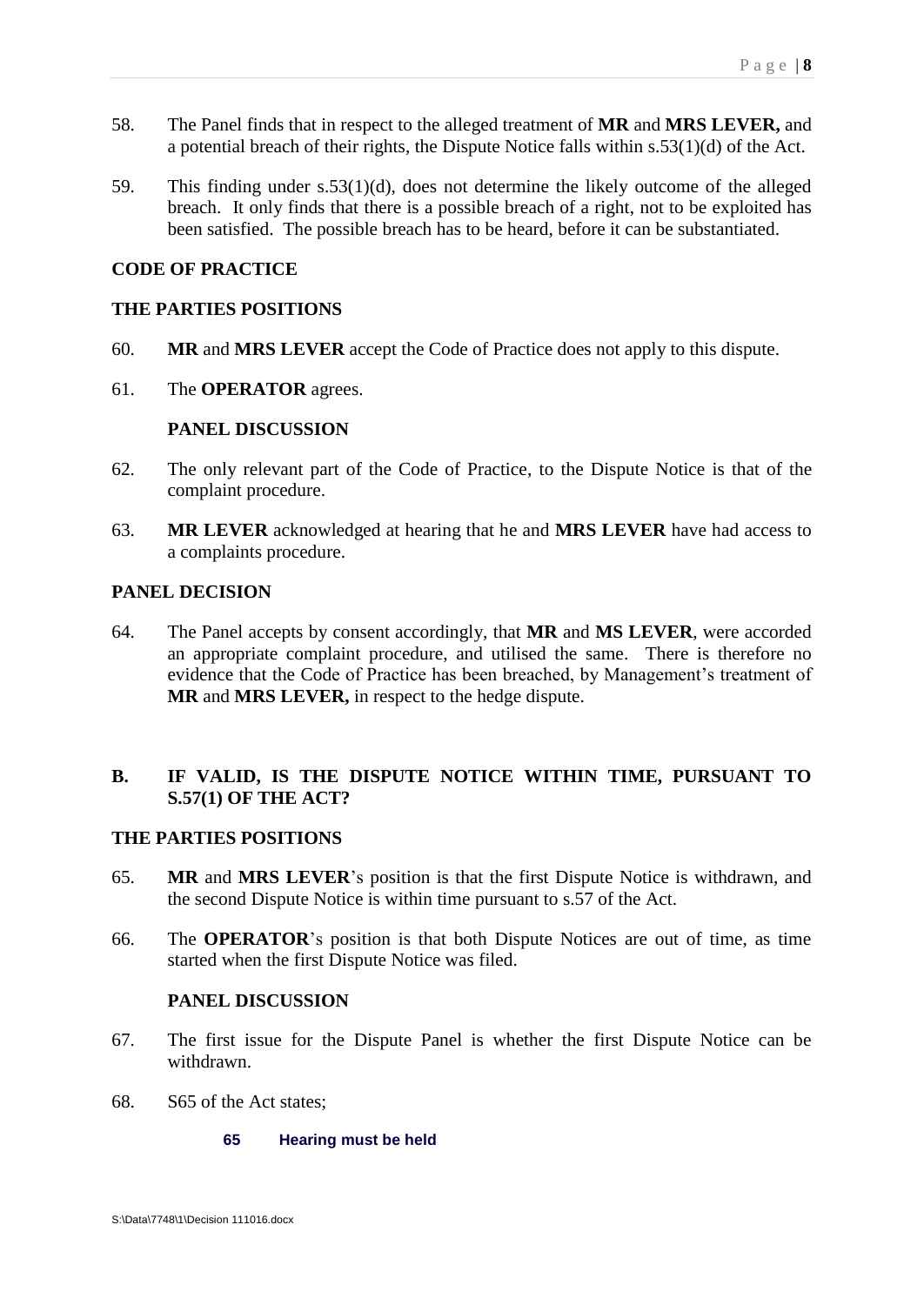58. The Panel finds that in respect to the alleged treatment of **MR** and **MRS LEVER,** and a potential breach of their rights, the Dispute Notice falls within s.53(1)(d) of the Act.

59. This finding under s.53(1)(d), does not determine the likely outcome of the alleged breach. It only finds that there is a possible breach of a right, not to be exploited has been satisfied. The possible breach has to be heard, before it can be substantiated.

**CODE OF PRACTICE**

**THE PARTIES POSITIONS**

60. **MR** and **MRS LEVER** accept the Code of Practice does not apply to this dispute.

61. The **OPERATOR** agrees.

**PANEL DISCUSSION**

62. The only relevant part of the Code of Practice, to the Dispute Notice is that of the complaint procedure.

63. **MR LEVER** acknowledged at hearing that he and **MRS LEVER** have had access to a complaints procedure.

**PANEL DECISION**

64. The Panel accepts by consent accordingly, that **MR** and **MS LEVER**, were accorded an appropriate complaint procedure, and utilised the same. There is therefore no evidence that the Code of Practice has been breached, by Management's treatment of **MR** and **MRS LEVER,** in respect to the hedge dispute.

## B. IF VALID, IS THE DISPUTE NOTICE WITHIN TIME, PURSUANT TO S.57(1) OF THE ACT?

**THE PARTIES POSITIONS**

65. **MR** and **MRS LEVER**'s position is that the first Dispute Notice is withdrawn, and the second Dispute Notice is within time pursuant to s.57 of the Act.

66. The **OPERATOR**'s position is that both Dispute Notices are out of time, as time started when the first Dispute Notice was filed.

**PANEL DISCUSSION**

67. The first issue for the Dispute Panel is whether the first Dispute Notice can be withdrawn.

68. S65 of the Act states;

**65 Hearing must be held**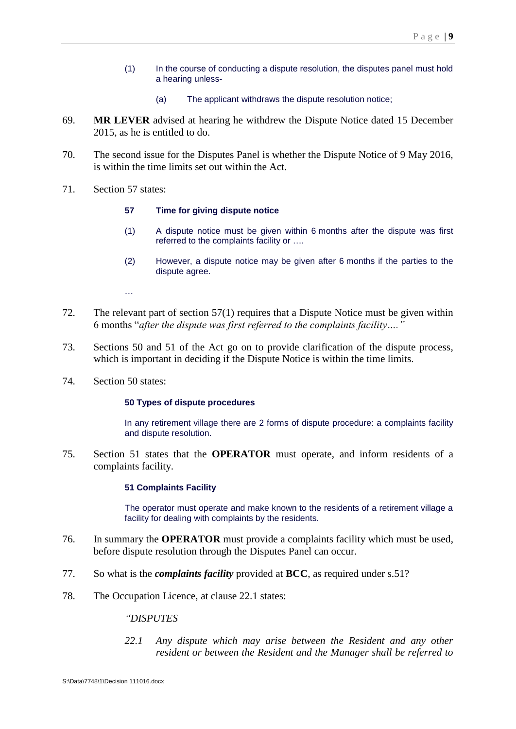> (1) In the course of conducting a dispute resolution, the disputes panel must hold a hearing unless-
>
> > (a) The applicant withdraws the dispute resolution notice;

69. **MR LEVER** advised at hearing he withdrew the Dispute Notice dated 15 December 2015, as he is entitled to do.

70. The second issue for the Disputes Panel is whether the Dispute Notice of 9 May 2016, is within the time limits set out within the Act.

71. Section 57 states:

> **57 Time for giving dispute notice**
>
> (1) A dispute notice must be given within 6 months after the dispute was first referred to the complaints facility or ….
>
> (2) However, a dispute notice may be given after 6 months if the parties to the dispute agree.
>
> …

72. The relevant part of section 57(1) requires that a Dispute Notice must be given within 6 months "*after the dispute was first referred to the complaints facility….*"

73. Sections 50 and 51 of the Act go on to provide clarification of the dispute process, which is important in deciding if the Dispute Notice is within the time limits.

74. Section 50 states:

> **50 Types of dispute procedures**
>
> In any retirement village there are 2 forms of dispute procedure: a complaints facility and dispute resolution.

75. Section 51 states that the **OPERATOR** must operate, and inform residents of a complaints facility.

> **51 Complaints Facility**
>
> The operator must operate and make known to the residents of a retirement village a facility for dealing with complaints by the residents.

76. In summary the **OPERATOR** must provide a complaints facility which must be used, before dispute resolution through the Disputes Panel can occur.

77. So what is the ***complaints facility*** provided at **BCC**, as required under s.51?

78. The Occupation Licence, at clause 22.1 states:

> *"DISPUTES*
>
> *22.1 Any dispute which may arise between the Resident and any other resident or between the Resident and the Manager shall be referred to*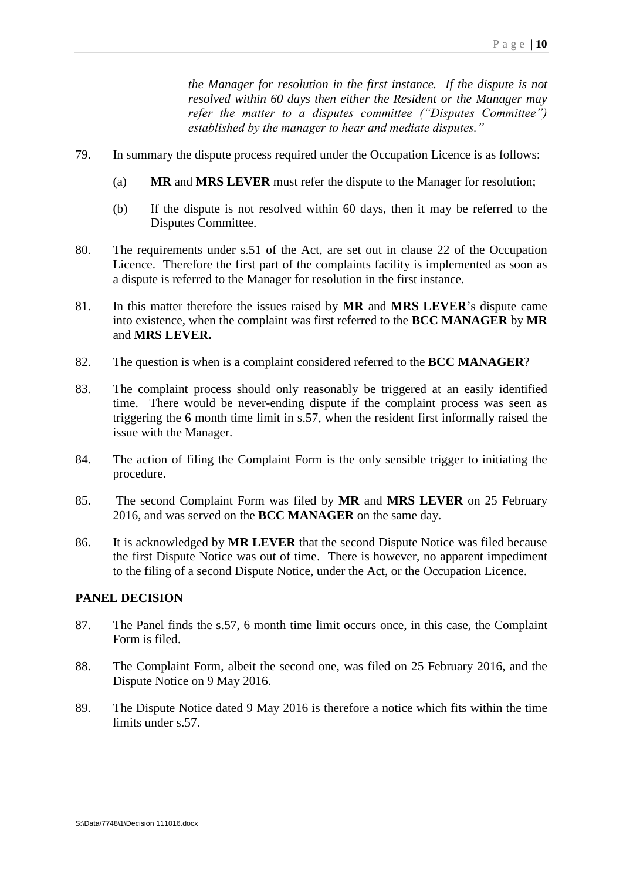> *the Manager for resolution in the first instance. If the dispute is not resolved within 60 days then either the Resident or the Manager may refer the matter to a disputes committee ("Disputes Committee") established by the manager to hear and mediate disputes."*

79. In summary the dispute process required under the Occupation Licence is as follows:

    (a) **MR** and **MRS LEVER** must refer the dispute to the Manager for resolution;

    (b) If the dispute is not resolved within 60 days, then it may be referred to the Disputes Committee.

80. The requirements under s.51 of the Act, are set out in clause 22 of the Occupation Licence. Therefore the first part of the complaints facility is implemented as soon as a dispute is referred to the Manager for resolution in the first instance.

81. In this matter therefore the issues raised by **MR** and **MRS LEVER**'s dispute came into existence, when the complaint was first referred to the **BCC MANAGER** by **MR** and **MRS LEVER.**

82. The question is when is a complaint considered referred to the **BCC MANAGER**?

83. The complaint process should only reasonably be triggered at an easily identified time. There would be never-ending dispute if the complaint process was seen as triggering the 6 month time limit in s.57, when the resident first informally raised the issue with the Manager.

84. The action of filing the Complaint Form is the only sensible trigger to initiating the procedure.

85. The second Complaint Form was filed by **MR** and **MRS LEVER** on 25 February 2016, and was served on the **BCC MANAGER** on the same day.

86. It is acknowledged by **MR LEVER** that the second Dispute Notice was filed because the first Dispute Notice was out of time. There is however, no apparent impediment to the filing of a second Dispute Notice, under the Act, or the Occupation Licence.

## PANEL DECISION

87. The Panel finds the s.57, 6 month time limit occurs once, in this case, the Complaint Form is filed.

88. The Complaint Form, albeit the second one, was filed on 25 February 2016, and the Dispute Notice on 9 May 2016.

89. The Dispute Notice dated 9 May 2016 is therefore a notice which fits within the time limits under s.57.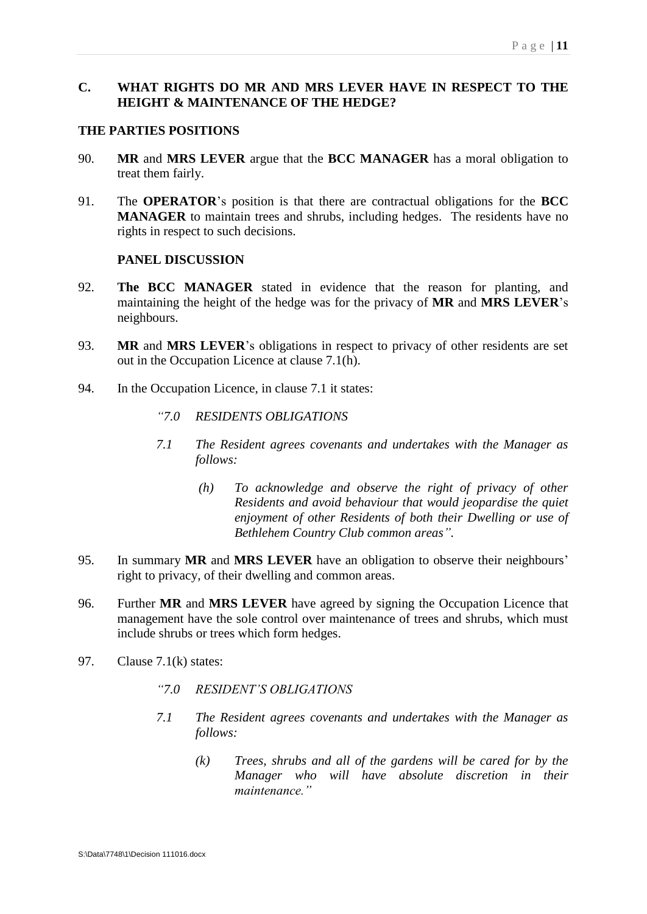## C. WHAT RIGHTS DO MR AND MRS LEVER HAVE IN RESPECT TO THE HEIGHT & MAINTENANCE OF THE HEDGE?

### THE PARTIES POSITIONS

90. **MR** and **MRS LEVER** argue that the **BCC MANAGER** has a moral obligation to treat them fairly.

91. The **OPERATOR**'s position is that there are contractual obligations for the **BCC MANAGER** to maintain trees and shrubs, including hedges. The residents have no rights in respect to such decisions.

### PANEL DISCUSSION

92. **The BCC MANAGER** stated in evidence that the reason for planting, and maintaining the height of the hedge was for the privacy of **MR** and **MRS LEVER**'s neighbours.

93. **MR** and **MRS LEVER**'s obligations in respect to privacy of other residents are set out in the Occupation Licence at clause 7.1(h).

94. In the Occupation Licence, in clause 7.1 it states:

> *"7.0 RESIDENTS OBLIGATIONS*
>
> *7.1 The Resident agrees covenants and undertakes with the Manager as follows:*
>
> > *(h) To acknowledge and observe the right of privacy of other Residents and avoid behaviour that would jeopardise the quiet enjoyment of other Residents of both their Dwelling or use of Bethlehem Country Club common areas".*

95. In summary **MR** and **MRS LEVER** have an obligation to observe their neighbours' right to privacy, of their dwelling and common areas.

96. Further **MR** and **MRS LEVER** have agreed by signing the Occupation Licence that management have the sole control over maintenance of trees and shrubs, which must include shrubs or trees which form hedges.

97. Clause 7.1(k) states:

> *"7.0 RESIDENT'S OBLIGATIONS*
>
> *7.1 The Resident agrees covenants and undertakes with the Manager as follows:*
>
> > *(k) Trees, shrubs and all of the gardens will be cared for by the Manager who will have absolute discretion in their maintenance."*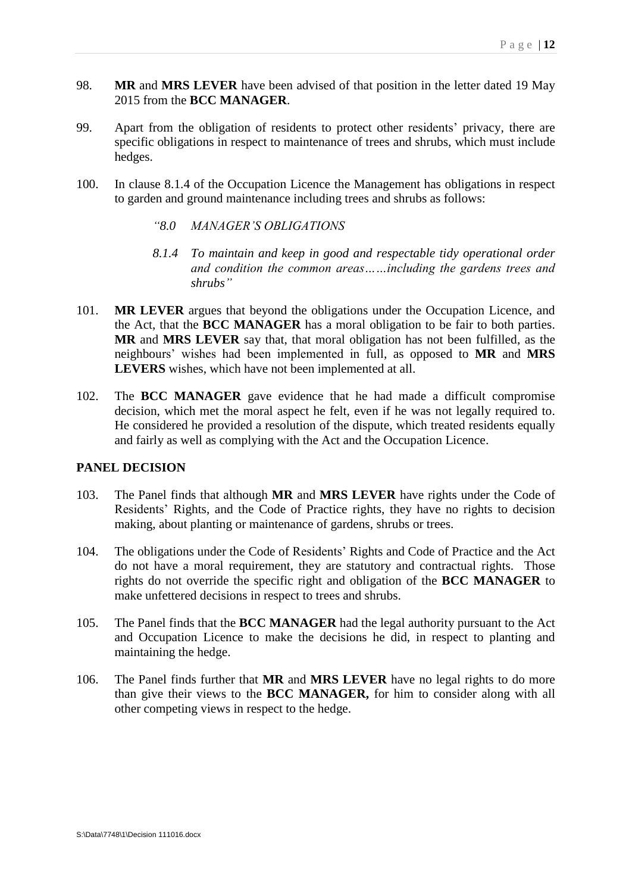98. **MR** and **MRS LEVER** have been advised of that position in the letter dated 19 May 2015 from the **BCC MANAGER**.

99. Apart from the obligation of residents to protect other residents' privacy, there are specific obligations in respect to maintenance of trees and shrubs, which must include hedges.

100. In clause 8.1.4 of the Occupation Licence the Management has obligations in respect to garden and ground maintenance including trees and shrubs as follows:

> *"8.0 MANAGER'S OBLIGATIONS*
>
> *8.1.4 To maintain and keep in good and respectable tidy operational order and condition the common areas……including the gardens trees and shrubs"*

101. **MR LEVER** argues that beyond the obligations under the Occupation Licence, and the Act, that the **BCC MANAGER** has a moral obligation to be fair to both parties. **MR** and **MRS LEVER** say that, that moral obligation has not been fulfilled, as the neighbours' wishes had been implemented in full, as opposed to **MR** and **MRS LEVERS** wishes, which have not been implemented at all.

102. The **BCC MANAGER** gave evidence that he had made a difficult compromise decision, which met the moral aspect he felt, even if he was not legally required to. He considered he provided a resolution of the dispute, which treated residents equally and fairly as well as complying with the Act and the Occupation Licence.

## PANEL DECISION

103. The Panel finds that although **MR** and **MRS LEVER** have rights under the Code of Residents' Rights, and the Code of Practice rights, they have no rights to decision making, about planting or maintenance of gardens, shrubs or trees.

104. The obligations under the Code of Residents' Rights and Code of Practice and the Act do not have a moral requirement, they are statutory and contractual rights. Those rights do not override the specific right and obligation of the **BCC MANAGER** to make unfettered decisions in respect to trees and shrubs.

105. The Panel finds that the **BCC MANAGER** had the legal authority pursuant to the Act and Occupation Licence to make the decisions he did, in respect to planting and maintaining the hedge.

106. The Panel finds further that **MR** and **MRS LEVER** have no legal rights to do more than give their views to the **BCC MANAGER,** for him to consider along with all other competing views in respect to the hedge.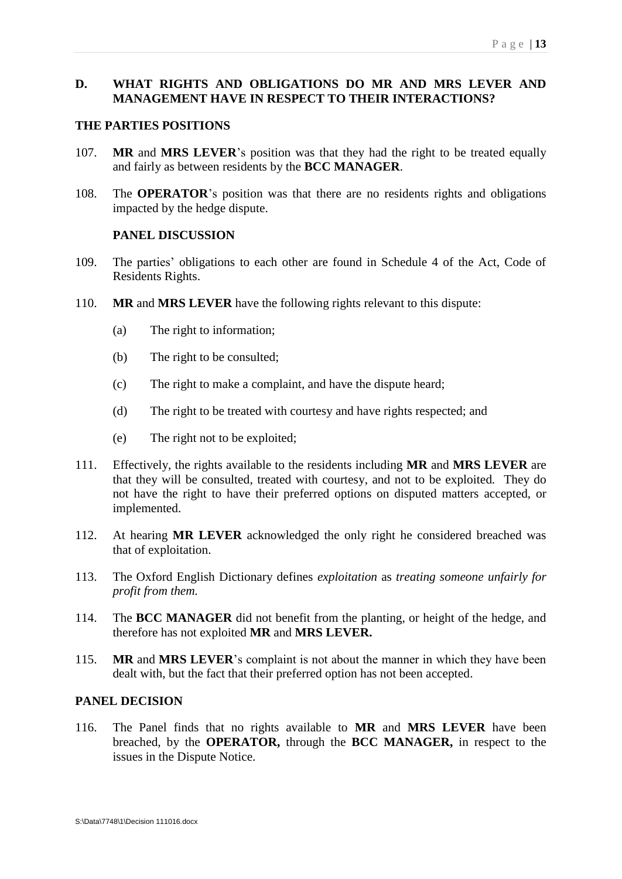## D. WHAT RIGHTS AND OBLIGATIONS DO MR AND MRS LEVER AND MANAGEMENT HAVE IN RESPECT TO THEIR INTERACTIONS?

### THE PARTIES POSITIONS

107. **MR** and **MRS LEVER**'s position was that they had the right to be treated equally and fairly as between residents by the **BCC MANAGER**.

108. The **OPERATOR**'s position was that there are no residents rights and obligations impacted by the hedge dispute.

### PANEL DISCUSSION

109. The parties' obligations to each other are found in Schedule 4 of the Act, Code of Residents Rights.

110. **MR** and **MRS LEVER** have the following rights relevant to this dispute:

   (a) The right to information;

   (b) The right to be consulted;

   (c) The right to make a complaint, and have the dispute heard;

   (d) The right to be treated with courtesy and have rights respected; and

   (e) The right not to be exploited;

111. Effectively, the rights available to the residents including **MR** and **MRS LEVER** are that they will be consulted, treated with courtesy, and not to be exploited. They do not have the right to have their preferred options on disputed matters accepted, or implemented.

112. At hearing **MR LEVER** acknowledged the only right he considered breached was that of exploitation.

113. The Oxford English Dictionary defines *exploitation* as *treating someone unfairly for profit from them.*

114. The **BCC MANAGER** did not benefit from the planting, or height of the hedge, and therefore has not exploited **MR** and **MRS LEVER.**

115. **MR** and **MRS LEVER**'s complaint is not about the manner in which they have been dealt with, but the fact that their preferred option has not been accepted.

### PANEL DECISION

116. The Panel finds that no rights available to **MR** and **MRS LEVER** have been breached, by the **OPERATOR,** through the **BCC MANAGER,** in respect to the issues in the Dispute Notice.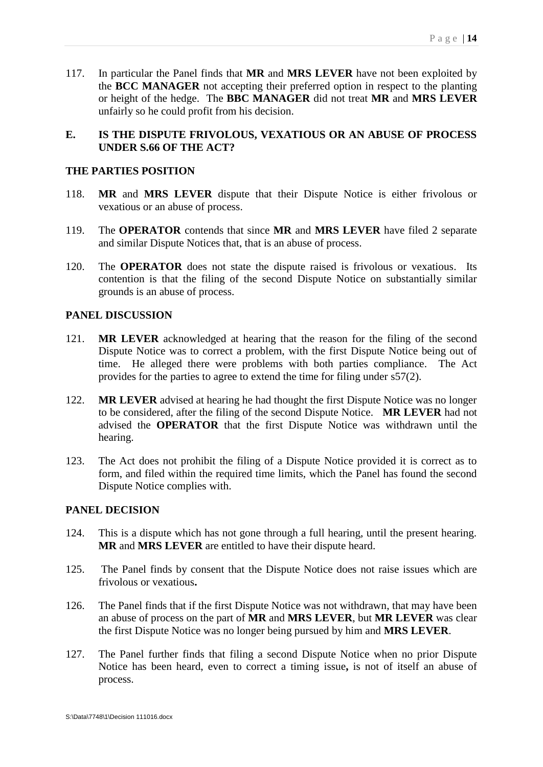117. In particular the Panel finds that **MR** and **MRS LEVER** have not been exploited by the **BCC MANAGER** not accepting their preferred option in respect to the planting or height of the hedge. The **BBC MANAGER** did not treat **MR** and **MRS LEVER** unfairly so he could profit from his decision.

## E. IS THE DISPUTE FRIVOLOUS, VEXATIOUS OR AN ABUSE OF PROCESS UNDER S.66 OF THE ACT?

### THE PARTIES POSITION

118. **MR** and **MRS LEVER** dispute that their Dispute Notice is either frivolous or vexatious or an abuse of process.

119. The **OPERATOR** contends that since **MR** and **MRS LEVER** have filed 2 separate and similar Dispute Notices that, that is an abuse of process.

120. The **OPERATOR** does not state the dispute raised is frivolous or vexatious. Its contention is that the filing of the second Dispute Notice on substantially similar grounds is an abuse of process.

### PANEL DISCUSSION

121. **MR LEVER** acknowledged at hearing that the reason for the filing of the second Dispute Notice was to correct a problem, with the first Dispute Notice being out of time. He alleged there were problems with both parties compliance. The Act provides for the parties to agree to extend the time for filing under s57(2).

122. **MR LEVER** advised at hearing he had thought the first Dispute Notice was no longer to be considered, after the filing of the second Dispute Notice. **MR LEVER** had not advised the **OPERATOR** that the first Dispute Notice was withdrawn until the hearing.

123. The Act does not prohibit the filing of a Dispute Notice provided it is correct as to form, and filed within the required time limits, which the Panel has found the second Dispute Notice complies with.

### PANEL DECISION

124. This is a dispute which has not gone through a full hearing, until the present hearing. **MR** and **MRS LEVER** are entitled to have their dispute heard.

125. The Panel finds by consent that the Dispute Notice does not raise issues which are frivolous or vexatious**.**

126. The Panel finds that if the first Dispute Notice was not withdrawn, that may have been an abuse of process on the part of **MR** and **MRS LEVER**, but **MR LEVER** was clear the first Dispute Notice was no longer being pursued by him and **MRS LEVER**.

127. The Panel further finds that filing a second Dispute Notice when no prior Dispute Notice has been heard, even to correct a timing issue**,** is not of itself an abuse of process.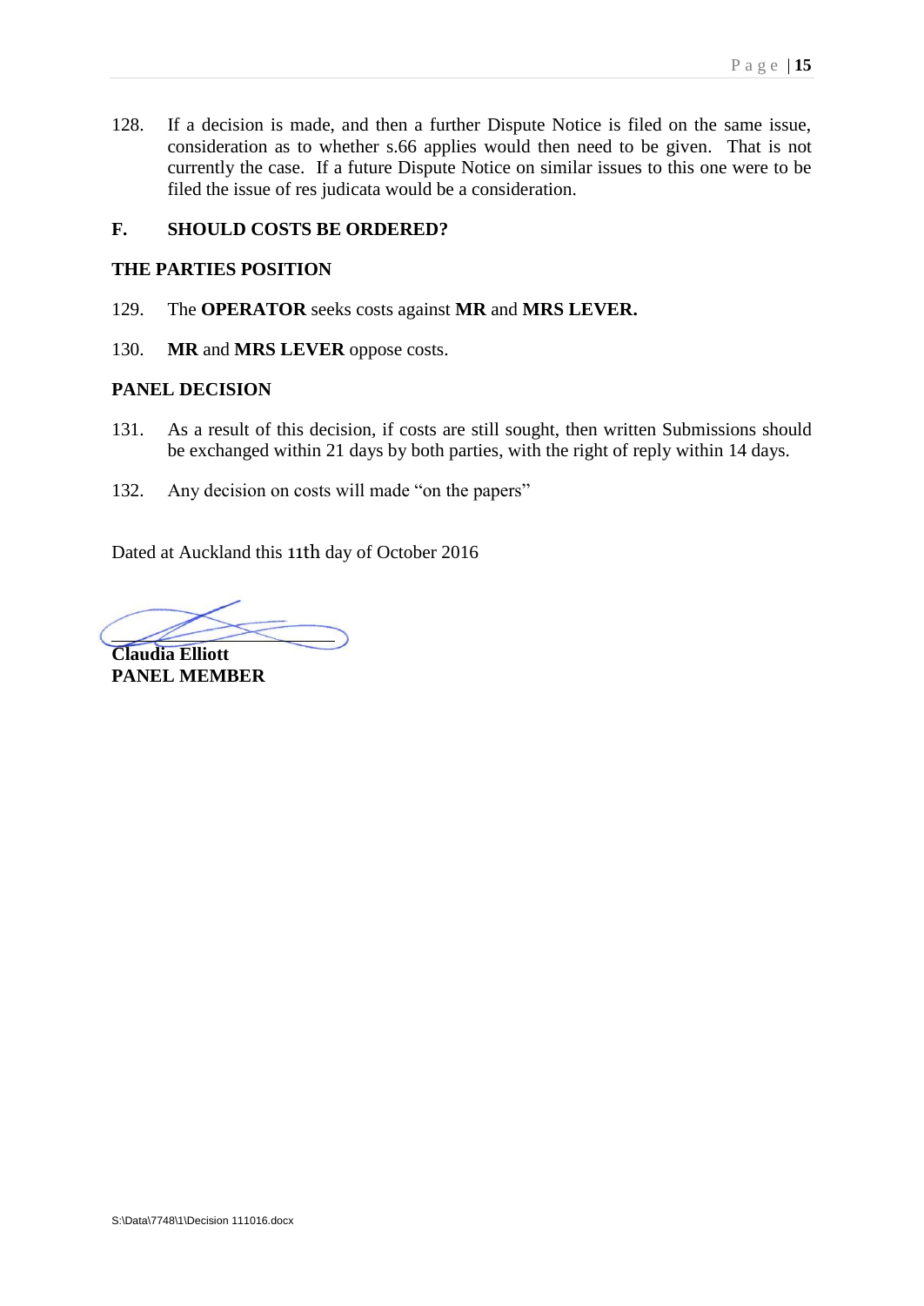128. If a decision is made, and then a further Dispute Notice is filed on the same issue, consideration as to whether s.66 applies would then need to be given. That is not currently the case. If a future Dispute Notice on similar issues to this one were to be filed the issue of res judicata would be a consideration.

## F. SHOULD COSTS BE ORDERED?

### THE PARTIES POSITION

129. The **OPERATOR** seeks costs against **MR** and **MRS LEVER.**

130. **MR** and **MRS LEVER** oppose costs.

### PANEL DECISION

131. As a result of this decision, if costs are still sought, then written Submissions should be exchanged within 21 days by both parties, with the right of reply within 14 days.

132. Any decision on costs will made "on the papers"

Dated at Auckland this 11th day of October 2016

**Claudia Elliott**
**PANEL MEMBER**

S:\Data\7748\1\Decision 111016.docx